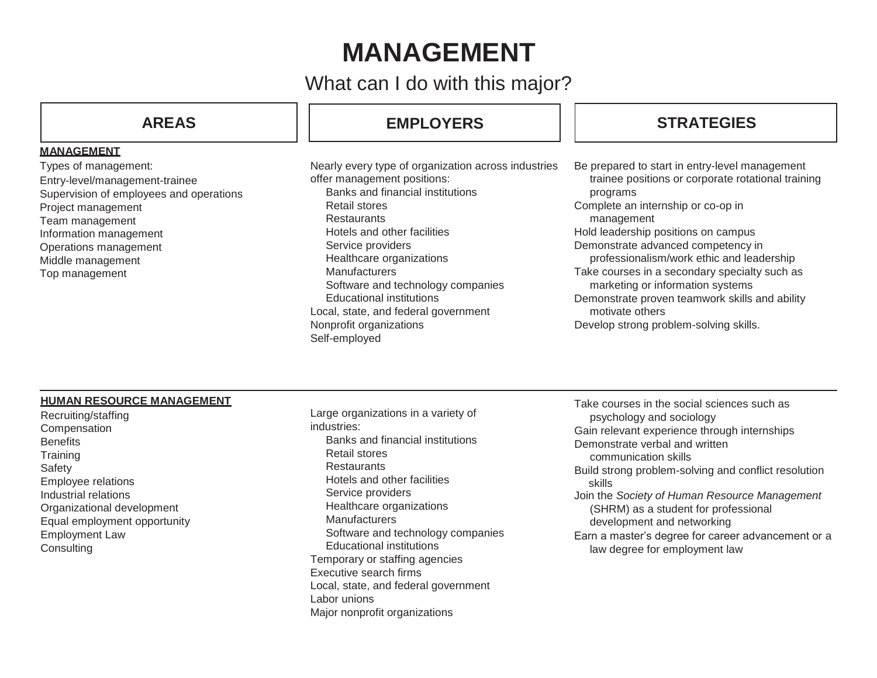# MANAGEMENT

What can I do with this major?

| AREAS | EMPLOYERS | STRATEGIES |
|---|---|---|
| **MANAGEMENT**<br>Types of management:<br>Entry-level/management-trainee<br>Supervision of employees and operations<br>Project management<br>Team management<br>Information management<br>Operations management<br>Middle management<br>Top management | Nearly every type of organization across industries offer management positions:<br>Banks and financial institutions<br>Retail stores<br>Restaurants<br>Hotels and other facilities<br>Service providers<br>Healthcare organizations<br>Manufacturers<br>Software and technology companies<br>Educational institutions<br>Local, state, and federal government<br>Nonprofit organizations<br>Self-employed | Be prepared to start in entry-level management trainee positions or corporate rotational training programs<br>Complete an internship or co-op in management<br>Hold leadership positions on campus<br>Demonstrate advanced competency in professionalism/work ethic and leadership<br>Take courses in a secondary specialty such as marketing or information systems<br>Demonstrate proven teamwork skills and ability motivate others<br>Develop strong problem-solving skills. |
| **HUMAN RESOURCE MANAGEMENT**<br>Recruiting/staffing<br>Compensation<br>Benefits<br>Training<br>Safety<br>Employee relations<br>Industrial relations<br>Organizational development<br>Equal employment opportunity<br>Employment Law<br>Consulting | Large organizations in a variety of industries:<br>Banks and financial institutions<br>Retail stores<br>Restaurants<br>Hotels and other facilities<br>Service providers<br>Healthcare organizations<br>Manufacturers<br>Software and technology companies<br>Educational institutions<br>Temporary or staffing agencies<br>Executive search firms<br>Local, state, and federal government<br>Labor unions<br>Major nonprofit organizations | Take courses in the social sciences such as psychology and sociology<br>Gain relevant experience through internships<br>Demonstrate verbal and written communication skills<br>Build strong problem-solving and conflict resolution skills<br>Join the *Society of Human Resource Management* (SHRM) as a student for professional development and networking<br>Earn a master's degree for career advancement or a law degree for employment law |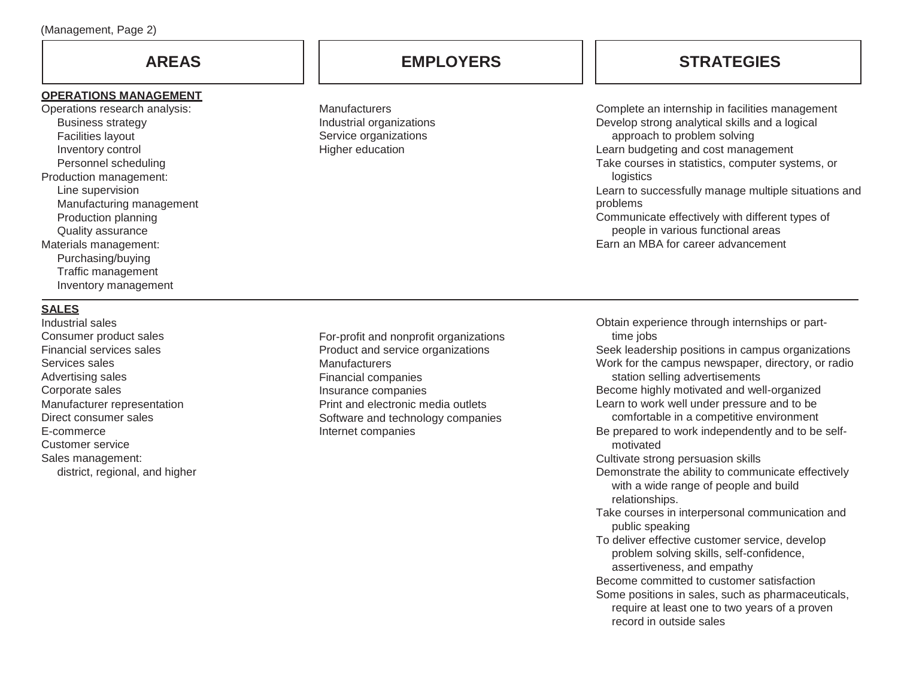(Management, Page 2)

| AREAS | EMPLOYERS | STRATEGIES |
| --- | --- | --- |
| **OPERATIONS MANAGEMENT** | | |
| Operations research analysis:<br>Business strategy<br>Facilities layout<br>Inventory control<br>Personnel scheduling<br>Production management:<br>Line supervision<br>Manufacturing management<br>Production planning<br>Quality assurance<br>Materials management:<br>Purchasing/buying<br>Traffic management<br>Inventory management | Manufacturers<br>Industrial organizations<br>Service organizations<br>Higher education | Complete an internship in facilities management<br>Develop strong analytical skills and a logical approach to problem solving<br>Learn budgeting and cost management<br>Take courses in statistics, computer systems, or logistics<br>Learn to successfully manage multiple situations and problems<br>Communicate effectively with different types of people in various functional areas<br>Earn an MBA for career advancement |
| **SALES** | | |
| Industrial sales<br>Consumer product sales<br>Financial services sales<br>Services sales<br>Advertising sales<br>Corporate sales<br>Manufacturer representation<br>Direct consumer sales<br>E-commerce<br>Customer service<br>Sales management:<br>district, regional, and higher | For-profit and nonprofit organizations<br>Product and service organizations<br>Manufacturers<br>Financial companies<br>Insurance companies<br>Print and electronic media outlets<br>Software and technology companies<br>Internet companies | Obtain experience through internships or part-time jobs<br>Seek leadership positions in campus organizations<br>Work for the campus newspaper, directory, or radio station selling advertisements<br>Become highly motivated and well-organized<br>Learn to work well under pressure and to be comfortable in a competitive environment<br>Be prepared to work independently and to be self-motivated<br>Cultivate strong persuasion skills<br>Demonstrate the ability to communicate effectively with a wide range of people and build relationships.<br>Take courses in interpersonal communication and public speaking<br>To deliver effective customer service, develop problem solving skills, self-confidence, assertiveness, and empathy<br>Become committed to customer satisfaction<br>Some positions in sales, such as pharmaceuticals, require at least one to two years of a proven record in outside sales |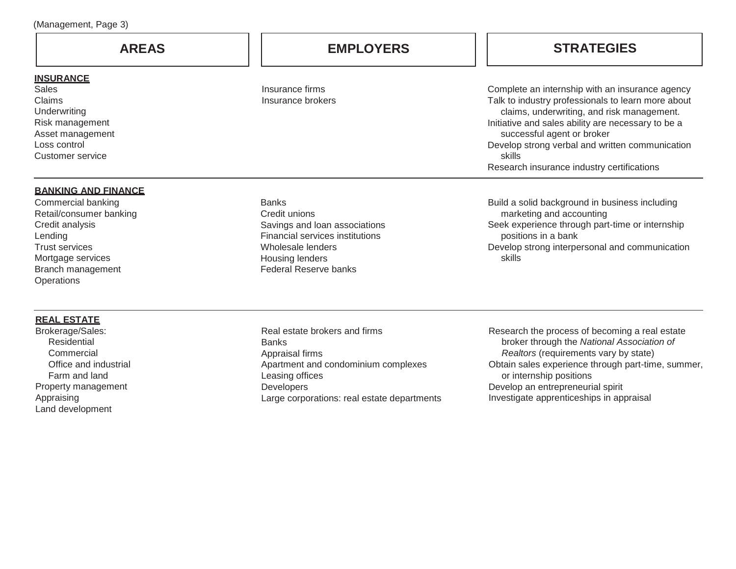(Management, Page 3)

| AREAS | EMPLOYERS | STRATEGIES |
|---|---|---|
| **INSURANCE** | | |
| Sales<br>Claims<br>Underwriting<br>Risk management<br>Asset management<br>Loss control<br>Customer service | Insurance firms<br>Insurance brokers | Complete an internship with an insurance agency<br>Talk to industry professionals to learn more about claims, underwriting, and risk management.<br>Initiative and sales ability are necessary to be a successful agent or broker<br>Develop strong verbal and written communication skills<br>Research insurance industry certifications |
| **BANKING AND FINANCE** | | |
| Commercial banking<br>Retail/consumer banking<br>Credit analysis<br>Lending<br>Trust services<br>Mortgage services<br>Branch management<br>Operations | Banks<br>Credit unions<br>Savings and loan associations<br>Financial services institutions<br>Wholesale lenders<br>Housing lenders<br>Federal Reserve banks | Build a solid background in business including marketing and accounting<br>Seek experience through part-time or internship positions in a bank<br>Develop strong interpersonal and communication skills |
| **REAL ESTATE** | | |
| Brokerage/Sales:<br>&nbsp;&nbsp;&nbsp;&nbsp;Residential<br>&nbsp;&nbsp;&nbsp;&nbsp;Commercial<br>&nbsp;&nbsp;&nbsp;&nbsp;Office and industrial<br>&nbsp;&nbsp;&nbsp;&nbsp;Farm and land<br>Property management<br>Appraising<br>Land development | Real estate brokers and firms<br>Banks<br>Appraisal firms<br>Apartment and condominium complexes<br>Leasing offices<br>Developers<br>Large corporations: real estate departments | Research the process of becoming a real estate broker through the *National Association of Realtors* (requirements vary by state)<br>Obtain sales experience through part-time, summer, or internship positions<br>Develop an entrepreneurial spirit<br>Investigate apprenticeships in appraisal |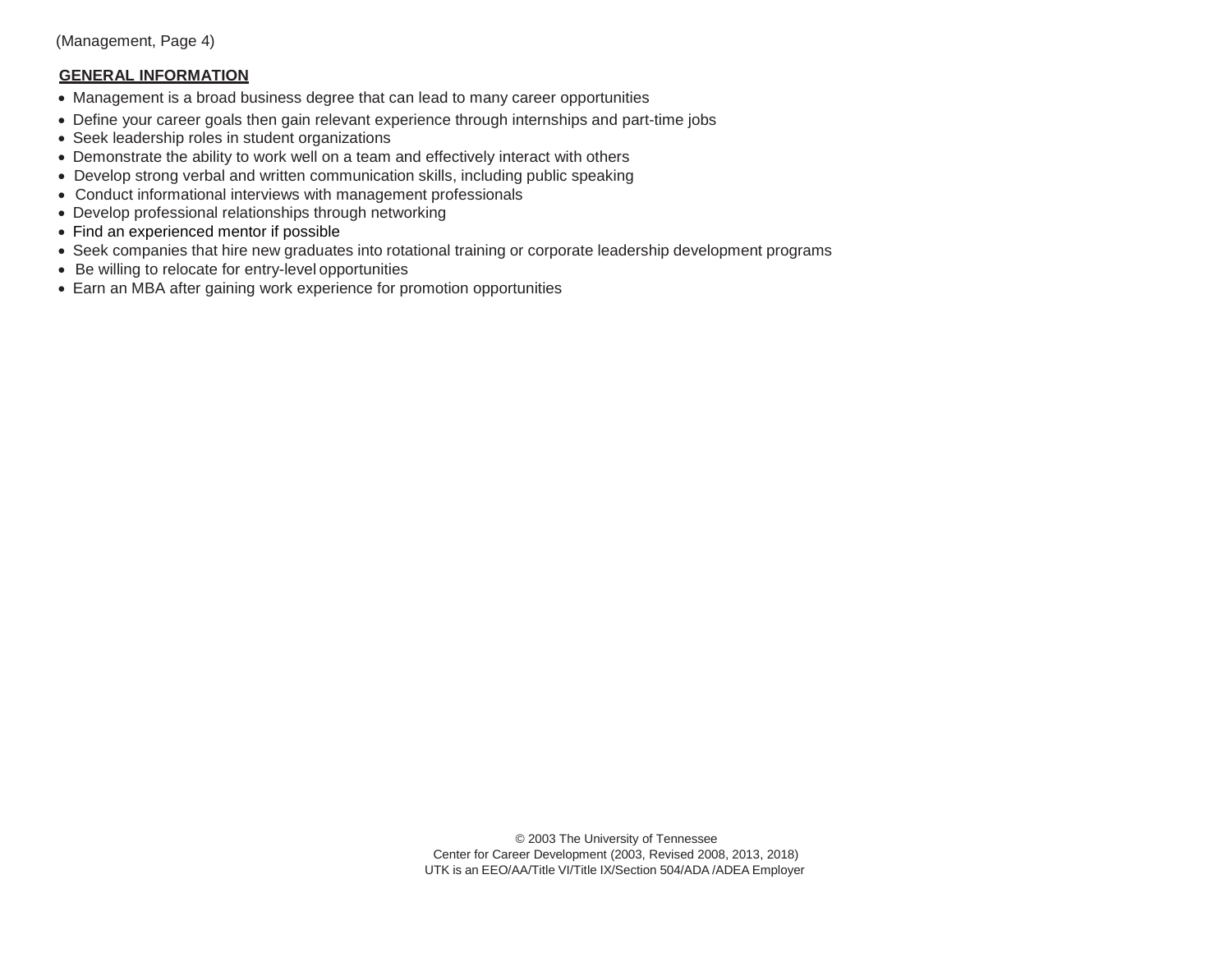## GENERAL INFORMATION

- Management is a broad business degree that can lead to many career opportunities
- Define your career goals then gain relevant experience through internships and part-time jobs
- Seek leadership roles in student organizations
- Demonstrate the ability to work well on a team and effectively interact with others
- Develop strong verbal and written communication skills, including public speaking
- Conduct informational interviews with management professionals
- Develop professional relationships through networking
- Find an experienced mentor if possible
- Seek companies that hire new graduates into rotational training or corporate leadership development programs
- Be willing to relocate for entry-level opportunities
- Earn an MBA after gaining work experience for promotion opportunities

© 2003 The University of Tennessee
Center for Career Development (2003, Revised 2008, 2013, 2018)
UTK is an EEO/AA/Title VI/Title IX/Section 504/ADA /ADEA Employer